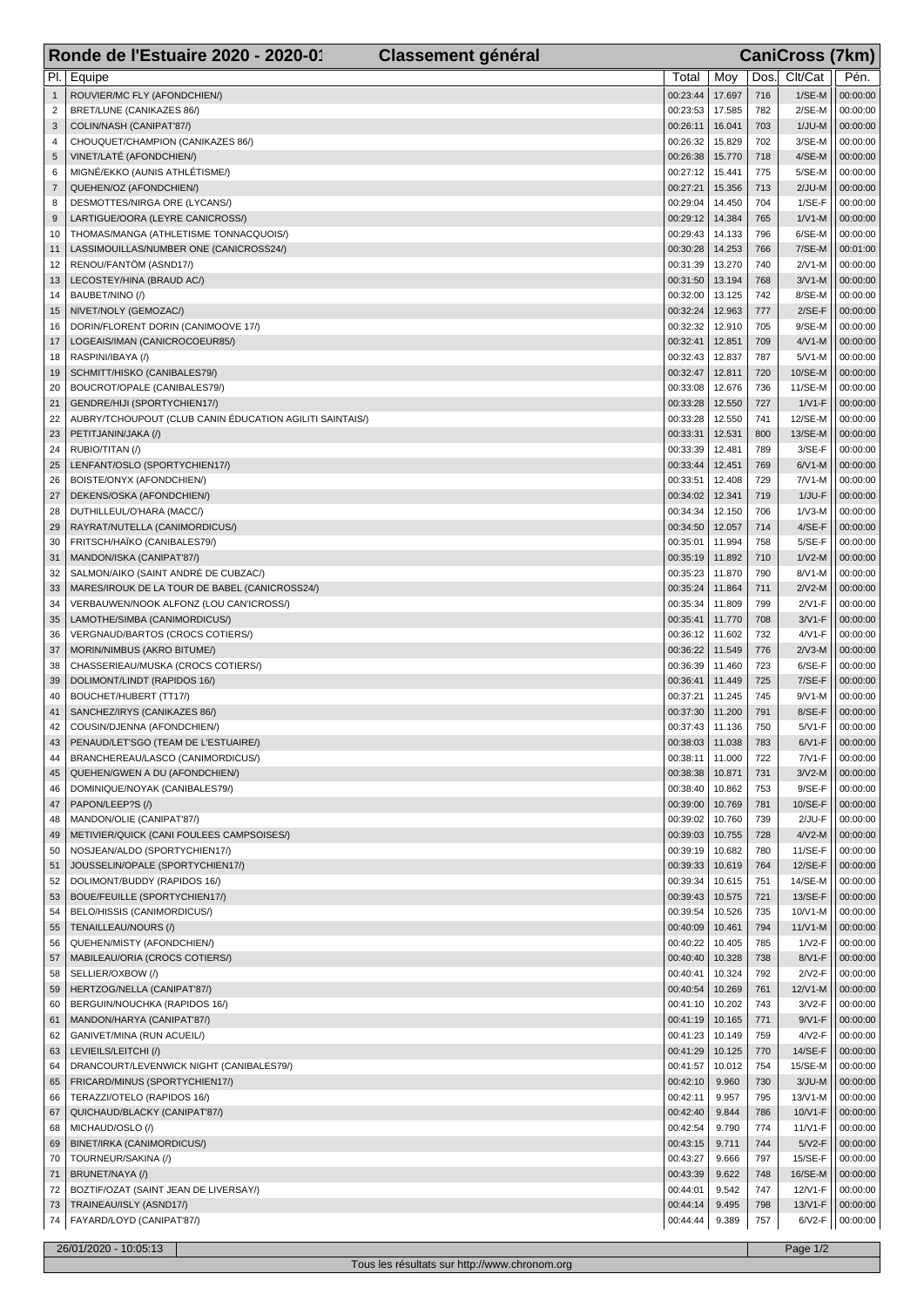# Ronde de l'Estuaire 2020 - 2020-01 Classement général CaniCross (7km)

| Pl. | Equipe | Total | Moy | Dos. | Clt/Cat | Pén. |
|---|---|---|---|---|---|---|
| 1 | ROUVIER/MC FLY (AFONDCHIEN/) | 00:23:44 | 17.697 | 716 | 1/SE-M | 00:00:00 |
| 2 | BRET/LUNE (CANIKAZES 86/) | 00:23:53 | 17.585 | 782 | 2/SE-M | 00:00:00 |
| 3 | COLIN/NASH (CANIPAT'87/) | 00:26:11 | 16.041 | 703 | 1/JU-M | 00:00:00 |
| 4 | CHOUQUET/CHAMPION (CANIKAZES 86/) | 00:26:32 | 15.829 | 702 | 3/SE-M | 00:00:00 |
| 5 | VINET/LATÉ (AFONDCHIEN/) | 00:26:38 | 15.770 | 718 | 4/SE-M | 00:00:00 |
| 6 | MIGNÉ/EKKO (AUNIS ATHLÉTISME/) | 00:27:12 | 15.441 | 775 | 5/SE-M | 00:00:00 |
| 7 | QUEHEN/OZ (AFONDCHIEN/) | 00:27:21 | 15.356 | 713 | 2/JU-M | 00:00:00 |
| 8 | DESMOTTES/NIRGA ORE (LYCANS/) | 00:29:04 | 14.450 | 704 | 1/SE-F | 00:00:00 |
| 9 | LARTIGUE/OORA (LEYRE CANICROSS/) | 00:29:12 | 14.384 | 765 | 1/V1-M | 00:00:00 |
| 10 | THOMAS/MANGA (ATHLETISME TONNACQUOIS/) | 00:29:43 | 14.133 | 796 | 6/SE-M | 00:00:00 |
| 11 | LASSIMOUILLAS/NUMBER ONE (CANICROSS24/) | 00:30:28 | 14.253 | 766 | 7/SE-M | 00:01:00 |
| 12 | RENOU/FANTÔM (ASND17/) | 00:31:39 | 13.270 | 740 | 2/V1-M | 00:00:00 |
| 13 | LECOSTEY/HINA (BRAUD AC/) | 00:31:50 | 13.194 | 768 | 3/V1-M | 00:00:00 |
| 14 | BAUBET/NINO (/) | 00:32:00 | 13.125 | 742 | 8/SE-M | 00:00:00 |
| 15 | NIVET/NOLY (GEMOZAC/) | 00:32:24 | 12.963 | 777 | 2/SE-F | 00:00:00 |
| 16 | DORIN/FLORENT DORIN (CANIMOOVE 17/) | 00:32:32 | 12.910 | 705 | 9/SE-M | 00:00:00 |
| 17 | LOGEAIS/IMAN (CANICROCOEUR85/) | 00:32:41 | 12.851 | 709 | 4/V1-M | 00:00:00 |
| 18 | RASPINI/IBAYA (/) | 00:32:43 | 12.837 | 787 | 5/V1-M | 00:00:00 |
| 19 | SCHMITT/HISKO (CANIBALES79/) | 00:32:47 | 12.811 | 720 | 10/SE-M | 00:00:00 |
| 20 | BOUCROT/OPALE (CANIBALES79/) | 00:33:08 | 12.676 | 736 | 11/SE-M | 00:00:00 |
| 21 | GENDRE/HIJI (SPORTYCHIEN17/) | 00:33:28 | 12.550 | 727 | 1/V1-F | 00:00:00 |
| 22 | AUBRY/TCHOUPOUT (CLUB CANIN ÉDUCATION AGILITI SAINTAIS/) | 00:33:28 | 12.550 | 741 | 12/SE-M | 00:00:00 |
| 23 | PETITJANIN/JAKA (/) | 00:33:31 | 12.531 | 800 | 13/SE-M | 00:00:00 |
| 24 | RUBIO/TITAN (/) | 00:33:39 | 12.481 | 789 | 3/SE-F | 00:00:00 |
| 25 | LENFANT/OSLO (SPORTYCHIEN17/) | 00:33:44 | 12.451 | 769 | 6/V1-M | 00:00:00 |
| 26 | BOISTE/ONYX (AFONDCHIEN/) | 00:33:51 | 12.408 | 729 | 7/V1-M | 00:00:00 |
| 27 | DEKENS/OSKA (AFONDCHIEN/) | 00:34:02 | 12.341 | 719 | 1/JU-F | 00:00:00 |
| 28 | DUTHILLEUL/O'HARA (MACC/) | 00:34:34 | 12.150 | 706 | 1/V3-M | 00:00:00 |
| 29 | RAYRAT/NUTELLA (CANIMORDICUS/) | 00:34:50 | 12.057 | 714 | 4/SE-F | 00:00:00 |
| 30 | FRITSCH/HAÏKO (CANIBALES79/) | 00:35:01 | 11.994 | 758 | 5/SE-F | 00:00:00 |
| 31 | MANDON/ISKA (CANIPAT'87/) | 00:35:19 | 11.892 | 710 | 1/V2-M | 00:00:00 |
| 32 | SALMON/AIKO (SAINT ANDRÉ DE CUBZAC/) | 00:35:23 | 11.870 | 790 | 8/V1-M | 00:00:00 |
| 33 | MARES/IROUK DE LA TOUR DE BABEL (CANICROSS24/) | 00:35:24 | 11.864 | 711 | 2/V2-M | 00:00:00 |
| 34 | VERBAUWEN/NOOK ALFONZ (LOU CAN'ICROSS/) | 00:35:34 | 11.809 | 799 | 2/V1-F | 00:00:00 |
| 35 | LAMOTHE/SIMBA (CANIMORDICUS/) | 00:35:41 | 11.770 | 708 | 3/V1-F | 00:00:00 |
| 36 | VERGNAUD/BARTOS (CROCS COTIERS/) | 00:36:12 | 11.602 | 732 | 4/V1-F | 00:00:00 |
| 37 | MORIN/NIMBUS (AKRO BITUME/) | 00:36:22 | 11.549 | 776 | 2/V3-M | 00:00:00 |
| 38 | CHASSERIEAU/MUSKA (CROCS COTIERS/) | 00:36:39 | 11.460 | 723 | 6/SE-F | 00:00:00 |
| 39 | DOLIMONT/LINDT (RAPIDOS 16/) | 00:36:41 | 11.449 | 725 | 7/SE-F | 00:00:00 |
| 40 | BOUCHET/HUBERT (TT17/) | 00:37:21 | 11.245 | 745 | 9/V1-M | 00:00:00 |
| 41 | SANCHEZ/IRYS (CANIKAZES 86/) | 00:37:30 | 11.200 | 791 | 8/SE-F | 00:00:00 |
| 42 | COUSIN/DJENNA (AFONDCHIEN/) | 00:37:43 | 11.136 | 750 | 5/V1-F | 00:00:00 |
| 43 | PENAUD/LET'SGO (TEAM DE L'ESTUAIRE/) | 00:38:03 | 11.038 | 783 | 6/V1-F | 00:00:00 |
| 44 | BRANCHEREAU/LASCO (CANIMORDICUS/) | 00:38:11 | 11.000 | 722 | 7/V1-F | 00:00:00 |
| 45 | QUEHEN/GWEN A DU (AFONDCHIEN/) | 00:38:38 | 10.871 | 731 | 3/V2-M | 00:00:00 |
| 46 | DOMINIQUE/NOYAK (CANIBALES79/) | 00:38:40 | 10.862 | 753 | 9/SE-F | 00:00:00 |
| 47 | PAPON/LEEP?S (/) | 00:39:00 | 10.769 | 781 | 10/SE-F | 00:00:00 |
| 48 | MANDON/OLIE (CANIPAT'87/) | 00:39:02 | 10.760 | 739 | 2/JU-F | 00:00:00 |
| 49 | METIVIER/QUICK (CANI FOULEES CAMPSOISES/) | 00:39:03 | 10.755 | 728 | 4/V2-M | 00:00:00 |
| 50 | NOSJEAN/ALDO (SPORTYCHIEN17/) | 00:39:19 | 10.682 | 780 | 11/SE-F | 00:00:00 |
| 51 | JOUSSELIN/OPALE (SPORTYCHIEN17/) | 00:39:33 | 10.619 | 764 | 12/SE-F | 00:00:00 |
| 52 | DOLIMONT/BUDDY (RAPIDOS 16/) | 00:39:34 | 10.615 | 751 | 14/SE-M | 00:00:00 |
| 53 | BOUE/FEUILLE (SPORTYCHIEN17/) | 00:39:43 | 10.575 | 721 | 13/SE-F | 00:00:00 |
| 54 | BELO/HISSIS (CANIMORDICUS/) | 00:39:54 | 10.526 | 735 | 10/V1-M | 00:00:00 |
| 55 | TENAILLEAU/NOURS (/) | 00:40:09 | 10.461 | 794 | 11/V1-M | 00:00:00 |
| 56 | QUEHEN/MISTY (AFONDCHIEN/) | 00:40:22 | 10.405 | 785 | 1/V2-F | 00:00:00 |
| 57 | MABILEAU/ORIA (CROCS COTIERS/) | 00:40:40 | 10.328 | 738 | 8/V1-F | 00:00:00 |
| 58 | SELLIER/OXBOW (/) | 00:40:41 | 10.324 | 792 | 2/V2-F | 00:00:00 |
| 59 | HERTZOG/NELLA (CANIPAT'87/) | 00:40:54 | 10.269 | 761 | 12/V1-M | 00:00:00 |
| 60 | BERGUIN/NOUCHKA (RAPIDOS 16/) | 00:41:10 | 10.202 | 743 | 3/V2-F | 00:00:00 |
| 61 | MANDON/HARYA (CANIPAT'87/) | 00:41:19 | 10.165 | 771 | 9/V1-F | 00:00:00 |
| 62 | GANIVET/MINA (RUN ACUEIL/) | 00:41:23 | 10.149 | 759 | 4/V2-F | 00:00:00 |
| 63 | LEVIEILS/LEITCHI (/) | 00:41:29 | 10.125 | 770 | 14/SE-F | 00:00:00 |
| 64 | DRANCOURT/LEVENWICK NIGHT (CANIBALES79/) | 00:41:57 | 10.012 | 754 | 15/SE-M | 00:00:00 |
| 65 | FRICARD/MINUS (SPORTYCHIEN17/) | 00:42:10 | 9.960 | 730 | 3/JU-M | 00:00:00 |
| 66 | TERAZZI/OTELO (RAPIDOS 16/) | 00:42:11 | 9.957 | 795 | 13/V1-M | 00:00:00 |
| 67 | QUICHAUD/BLACKY (CANIPAT'87/) | 00:42:40 | 9.844 | 786 | 10/V1-F | 00:00:00 |
| 68 | MICHAUD/OSLO (/) | 00:42:54 | 9.790 | 774 | 11/V1-F | 00:00:00 |
| 69 | BINET/IRKA (CANIMORDICUS/) | 00:43:15 | 9.711 | 744 | 5/V2-F | 00:00:00 |
| 70 | TOURNEUR/SAKINA (/) | 00:43:27 | 9.666 | 797 | 15/SE-F | 00:00:00 |
| 71 | BRUNET/NAYA (/) | 00:43:39 | 9.622 | 748 | 16/SE-M | 00:00:00 |
| 72 | BOZTIF/OZAT (SAINT JEAN DE LIVERSAY/) | 00:44:01 | 9.542 | 747 | 12/V1-F | 00:00:00 |
| 73 | TRAINEAU/ISLY (ASND17/) | 00:44:14 | 9.495 | 798 | 13/V1-F | 00:00:00 |
| 74 | FAYARD/LOYD (CANIPAT'87/) | 00:44:44 | 9.389 | 757 | 6/V2-F | 00:00:00 |

26/01/2020 - 10:05:13

Tous les résultats sur http://www.chronom.org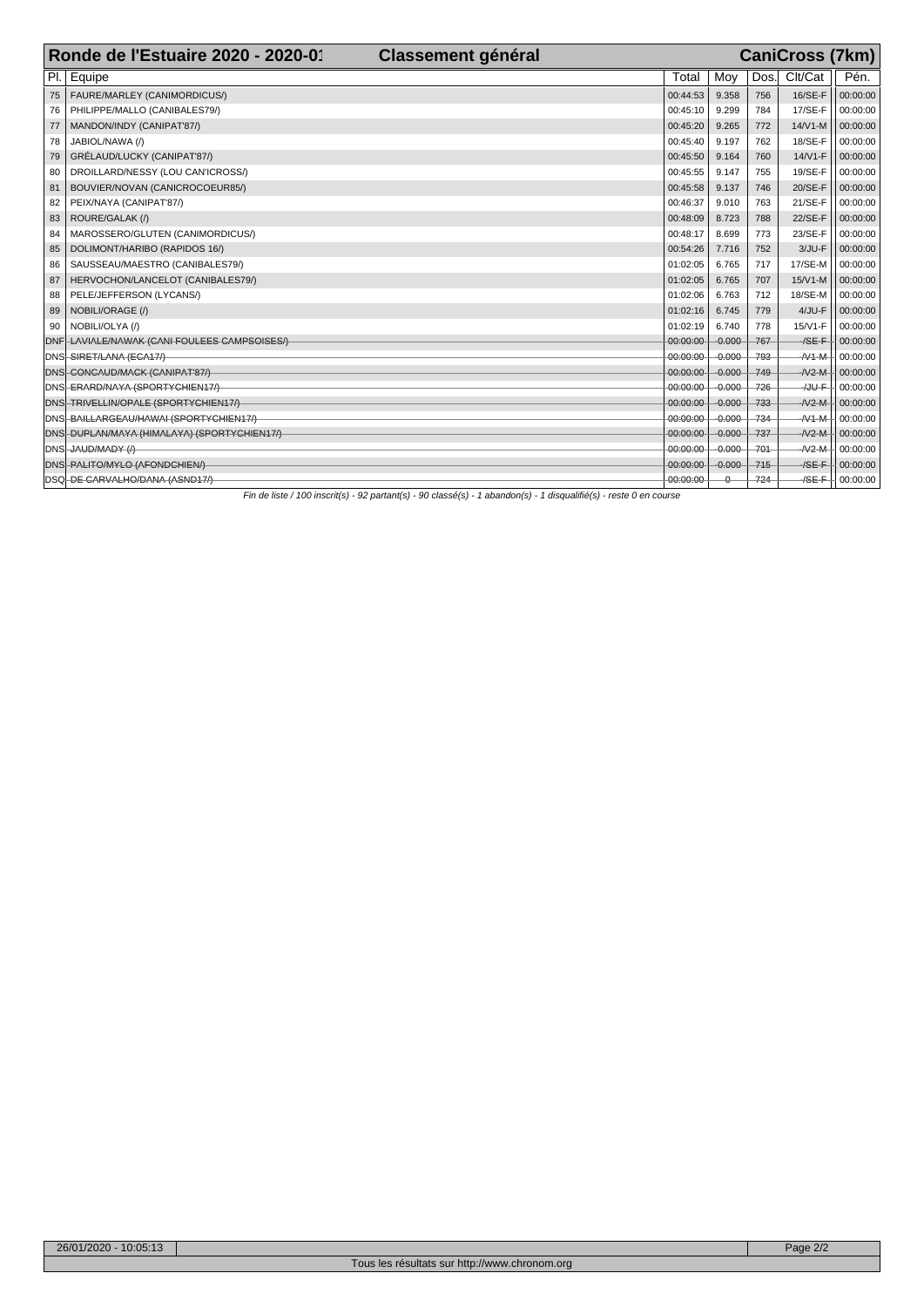# Ronde de l'Estuaire 2020 - 2020-01 Classement général CaniCross (7km)

| Pl. | Equipe | Total | Moy | Dos. | Clt/Cat | Pén. |
|---|---|---|---|---|---|---|
| 75 | FAURE/MARLEY (CANIMORDICUS/) | 00:44:53 | 9.358 | 756 | 16/SE-F | 00:00:00 |
| 76 | PHILIPPE/MALLO (CANIBALES79/) | 00:45:10 | 9.299 | 784 | 17/SE-F | 00:00:00 |
| 77 | MANDON/INDY (CANIPAT'87/) | 00:45:20 | 9.265 | 772 | 14/V1-M | 00:00:00 |
| 78 | JABIOL/NAWA (/) | 00:45:40 | 9.197 | 762 | 18/SE-F | 00:00:00 |
| 79 | GRÉLAUD/LUCKY (CANIPAT'87/) | 00:45:50 | 9.164 | 760 | 14/V1-F | 00:00:00 |
| 80 | DROILLARD/NESSY (LOU CAN'ICROSS/) | 00:45:55 | 9.147 | 755 | 19/SE-F | 00:00:00 |
| 81 | BOUVIER/NOVAN (CANICROCOEUR85/) | 00:45:58 | 9.137 | 746 | 20/SE-F | 00:00:00 |
| 82 | PEIX/NAYA (CANIPAT'87/) | 00:46:37 | 9.010 | 763 | 21/SE-F | 00:00:00 |
| 83 | ROURE/GALAK (/) | 00:48:09 | 8.723 | 788 | 22/SE-F | 00:00:00 |
| 84 | MAROSSERO/GLUTEN (CANIMORDICUS/) | 00:48:17 | 8.699 | 773 | 23/SE-F | 00:00:00 |
| 85 | DOLIMONT/HARIBO (RAPIDOS 16/) | 00:54:26 | 7.716 | 752 | 3/JU-F | 00:00:00 |
| 86 | SAUSSEAU/MAESTRO (CANIBALES79/) | 01:02:05 | 6.765 | 717 | 17/SE-M | 00:00:00 |
| 87 | HERVOCHON/LANCELOT (CANIBALES79/) | 01:02:05 | 6.765 | 707 | 15/V1-M | 00:00:00 |
| 88 | PELE/JEFFERSON (LYCANS/) | 01:02:06 | 6.763 | 712 | 18/SE-M | 00:00:00 |
| 89 | NOBILI/ORAGE (/) | 01:02:16 | 6.745 | 779 | 4/JU-F | 00:00:00 |
| 90 | NOBILI/OLYA (/) | 01:02:19 | 6.740 | 778 | 15/V1-F | 00:00:00 |
| DNF | ~~LAVIALE/NAWAK (CANI FOULEES CAMPSOISES/)~~ | ~~00:00:00~~ | ~~0.000~~ | ~~767~~ | ~~/SE-F~~ | 00:00:00 |
| DNS | ~~SIRET/LANA (ECA17/)~~ | ~~00:00:00~~ | ~~0.000~~ | ~~793~~ | ~~/V1-M~~ | 00:00:00 |
| DNS | ~~CONCAUD/MACK (CANIPAT'87/)~~ | ~~00:00:00~~ | ~~0.000~~ | ~~749~~ | ~~/V2-M~~ | 00:00:00 |
| DNS | ~~ERARD/NAYA (SPORTYCHIEN17/)~~ | ~~00:00:00~~ | ~~0.000~~ | ~~726~~ | ~~/JU-F~~ | 00:00:00 |
| DNS | ~~TRIVELLIN/OPALE (SPORTYCHIEN17/)~~ | ~~00:00:00~~ | ~~0.000~~ | ~~733~~ | ~~/V2-M~~ | 00:00:00 |
| DNS | ~~BAILLARGEAU/HAWAI (SPORTYCHIEN17/)~~ | ~~00:00:00~~ | ~~0.000~~ | ~~734~~ | ~~/V1-M~~ | 00:00:00 |
| DNS | ~~DUPLAN/MAYA (HIMALAYA) (SPORTYCHIEN17/)~~ | ~~00:00:00~~ | ~~0.000~~ | ~~737~~ | ~~/V2-M~~ | 00:00:00 |
| DNS | ~~JAUD/MADY (/)~~ | ~~00:00:00~~ | ~~0.000~~ | ~~701~~ | ~~/V2-M~~ | 00:00:00 |
| DNS | ~~PALITO/MYLO (AFONDCHIEN/)~~ | ~~00:00:00~~ | ~~0.000~~ | ~~715~~ | ~~/SE-F~~ | 00:00:00 |
| DSQ | ~~DE CARVALHO/DANA (ASND17/)~~ | ~~00:00:00~~ | ~~0~~ | ~~724~~ | ~~/SE-F~~ | 00:00:00 |

*Fin de liste / 100 inscrit(s) - 92 partant(s) - 90 classé(s) - 1 abandon(s) - 1 disqualifié(s) - reste 0 en course*

26/01/2020 - 10:05:13

Tous les résultats sur http://www.chronom.org